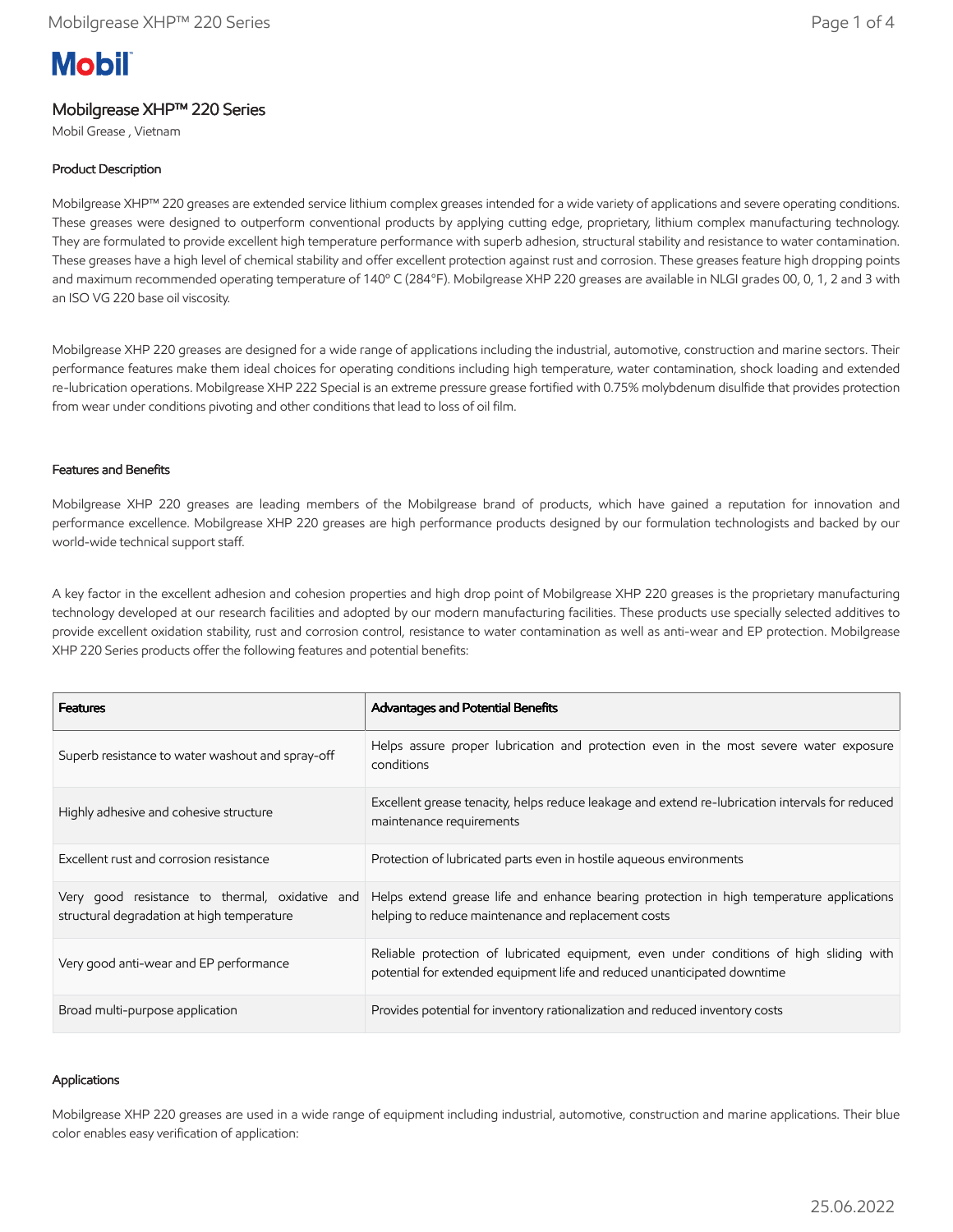Mobil

# Mobilgrease XHP™ 220 Series

Mobil Grease , Vietnam

## Product Description

Mobilgrease XHP™ 220 greases are extended service lithium complex greases intended for a wide variety of applications and severe operating conditions. These greases were designed to outperform conventional products by applying cutting edge, proprietary, lithium complex manufacturing technology. They are formulated to provide excellent high temperature performance with superb adhesion, structural stability and resistance to water contamination. These greases have a high level of chemical stability and offer excellent protection against rust and corrosion. These greases feature high dropping points and maximum recommended operating temperature of 140° C (284°F). Mobilgrease XHP 220 greases are available in NLGI grades 00, 0, 1, 2 and 3 with an ISO VG 220 base oil viscosity.

Mobilgrease XHP 220 greases are designed for a wide range of applications including the industrial, automotive, construction and marine sectors. Their performance features make them ideal choices for operating conditions including high temperature, water contamination, shock loading and extended re-lubrication operations. Mobilgrease XHP 222 Special is an extreme pressure grease fortified with 0.75% molybdenum disulfide that provides protection from wear under conditions pivoting and other conditions that lead to loss of oil film.

## Features and Benefits

Mobilgrease XHP 220 greases are leading members of the Mobilgrease brand of products, which have gained a reputation for innovation and performance excellence. Mobilgrease XHP 220 greases are high performance products designed by our formulation technologists and backed by our world-wide technical support staff.

A key factor in the excellent adhesion and cohesion properties and high drop point of Mobilgrease XHP 220 greases is the proprietary manufacturing technology developed at our research facilities and adopted by our modern manufacturing facilities. These products use specially selected additives to provide excellent oxidation stability, rust and corrosion control, resistance to water contamination as well as anti-wear and EP protection. Mobilgrease XHP 220 Series products offer the following features and potential benefits:

| Features | Advantages and Potential Benefits |
| --- | --- |
| Superb resistance to water washout and spray-off | Helps assure proper lubrication and protection even in the most severe water exposure conditions |
| Highly adhesive and cohesive structure | Excellent grease tenacity, helps reduce leakage and extend re-lubrication intervals for reduced maintenance requirements |
| Excellent rust and corrosion resistance | Protection of lubricated parts even in hostile aqueous environments |
| Very good resistance to thermal, oxidative and structural degradation at high temperature | Helps extend grease life and enhance bearing protection in high temperature applications helping to reduce maintenance and replacement costs |
| Very good anti-wear and EP performance | Reliable protection of lubricated equipment, even under conditions of high sliding with potential for extended equipment life and reduced unanticipated downtime |
| Broad multi-purpose application | Provides potential for inventory rationalization and reduced inventory costs |

## Applications

Mobilgrease XHP 220 greases are used in a wide range of equipment including industrial, automotive, construction and marine applications. Their blue color enables easy verification of application: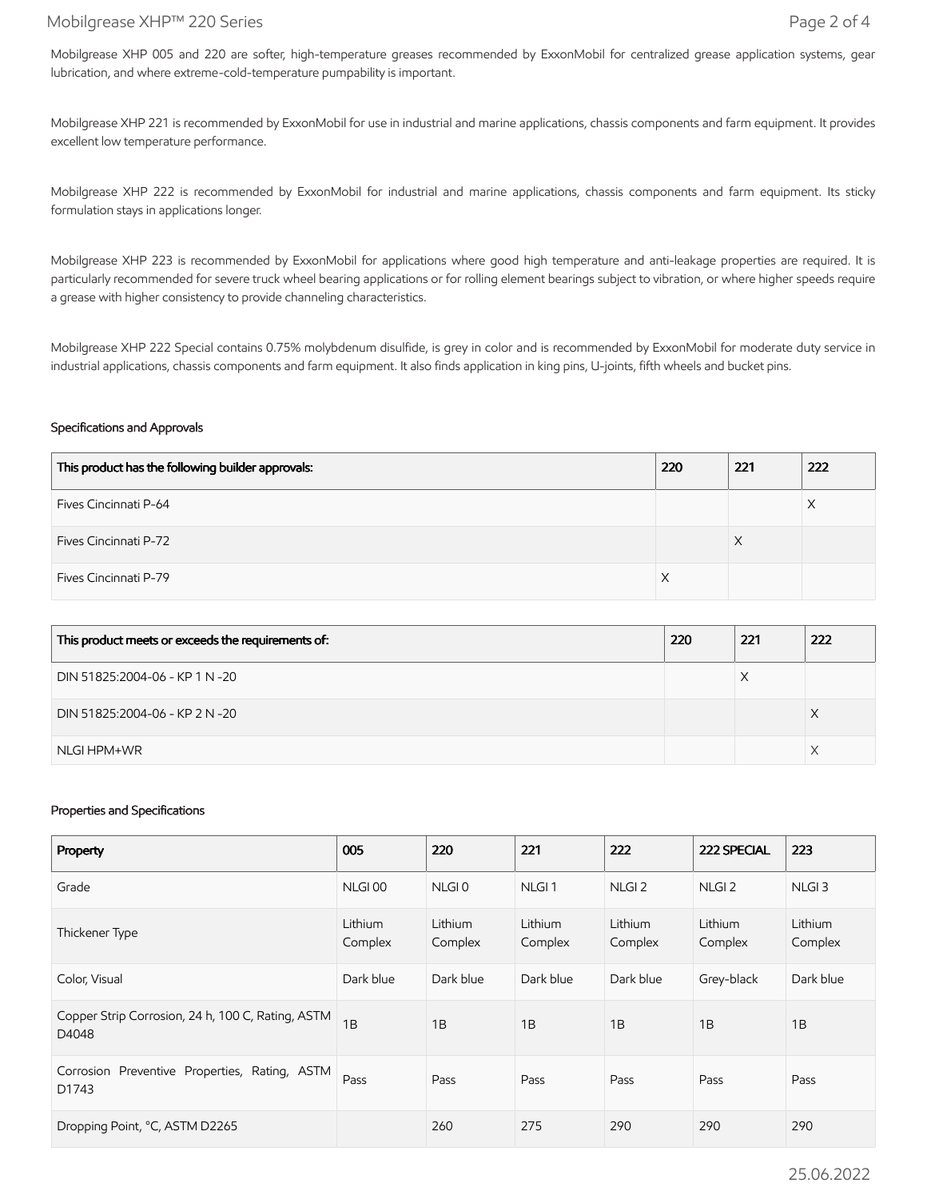Mobilgrease XHP 005 and 220 are softer, high-temperature greases recommended by ExxonMobil for centralized grease application systems, gear lubrication, and where extreme-cold-temperature pumpability is important.

Mobilgrease XHP 221 is recommended by ExxonMobil for use in industrial and marine applications, chassis components and farm equipment. It provides excellent low temperature performance.

Mobilgrease XHP 222 is recommended by ExxonMobil for industrial and marine applications, chassis components and farm equipment. Its sticky formulation stays in applications longer.

Mobilgrease XHP 223 is recommended by ExxonMobil for applications where good high temperature and anti-leakage properties are required. It is particularly recommended for severe truck wheel bearing applications or for rolling element bearings subject to vibration, or where higher speeds require a grease with higher consistency to provide channeling characteristics.

Mobilgrease XHP 222 Special contains 0.75% molybdenum disulfide, is grey in color and is recommended by ExxonMobil for moderate duty service in industrial applications, chassis components and farm equipment. It also finds application in king pins, U-joints, fifth wheels and bucket pins.

## Specifications and Approvals

| This product has the following builder approvals: | 220 | 221 | 222 |
|---|---|---|---|
| Fives Cincinnati P-64 | | | X |
| Fives Cincinnati P-72 | | X | |
| Fives Cincinnati P-79 | X | | |

| This product meets or exceeds the requirements of: | 220 | 221 | 222 |
|---|---|---|---|
| DIN 51825:2004-06 - KP 1 N -20 | | X | |
| DIN 51825:2004-06 - KP 2 N -20 | | | X |
| NLGI HPM+WR | | | X |

## Properties and Specifications

| Property | 005 | 220 | 221 | 222 | 222 SPECIAL | 223 |
|---|---|---|---|---|---|---|
| Grade | NLGI 00 | NLGI 0 | NLGI 1 | NLGI 2 | NLGI 2 | NLGI 3 |
| Thickener Type | Lithium Complex | Lithium Complex | Lithium Complex | Lithium Complex | Lithium Complex | Lithium Complex |
| Color, Visual | Dark blue | Dark blue | Dark blue | Dark blue | Grey-black | Dark blue |
| Copper Strip Corrosion, 24 h, 100 C, Rating, ASTM D4048 | 1B | 1B | 1B | 1B | 1B | 1B |
| Corrosion Preventive Properties, Rating, ASTM D1743 | Pass | Pass | Pass | Pass | Pass | Pass |
| Dropping Point, °C, ASTM D2265 | | 260 | 275 | 290 | 290 | 290 |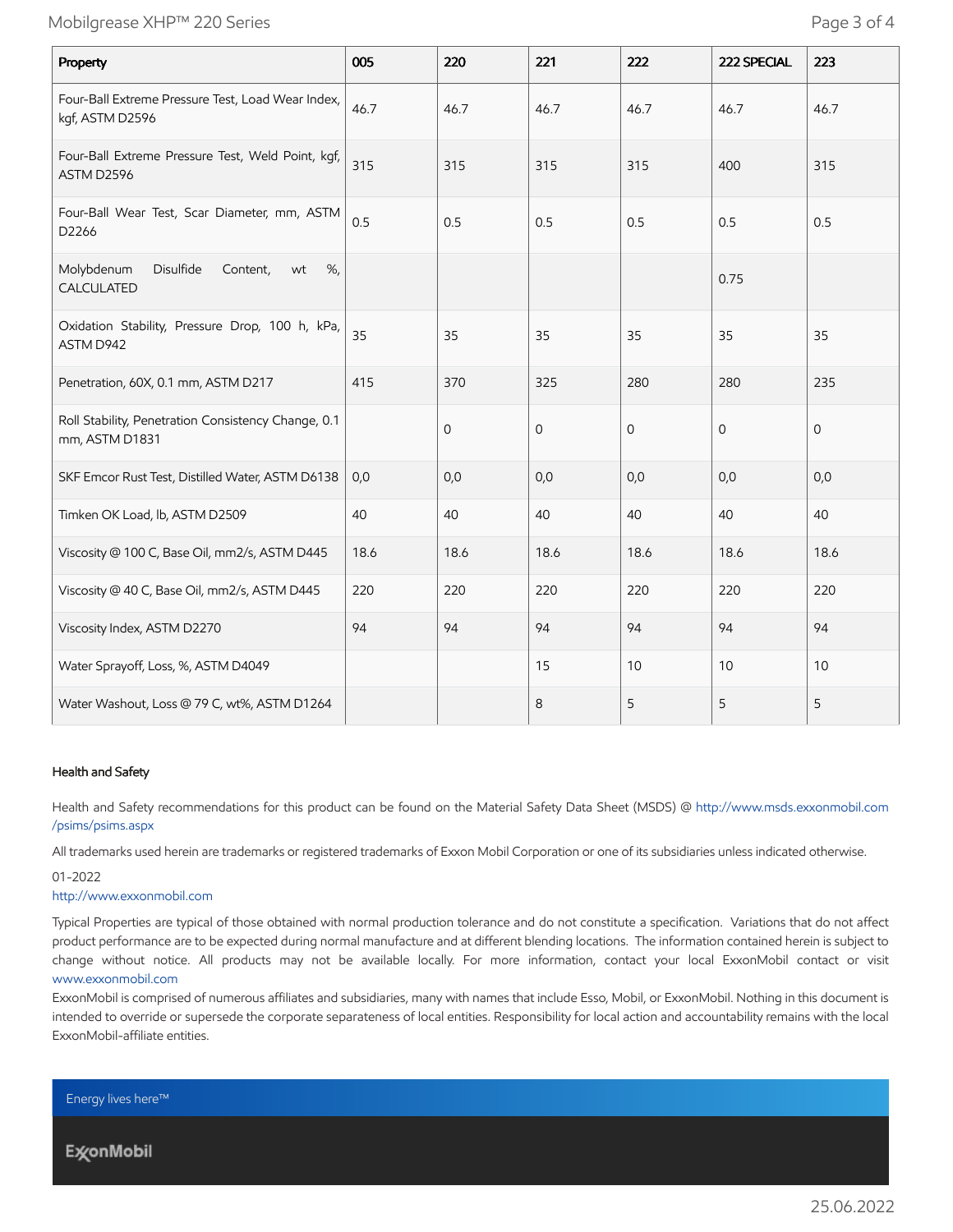| Property | 005 | 220 | 221 | 222 | 222 SPECIAL | 223 |
|---|---|---|---|---|---|---|
| Four-Ball Extreme Pressure Test, Load Wear Index, kgf, ASTM D2596 | 46.7 | 46.7 | 46.7 | 46.7 | 46.7 | 46.7 |
| Four-Ball Extreme Pressure Test, Weld Point, kgf, ASTM D2596 | 315 | 315 | 315 | 315 | 400 | 315 |
| Four-Ball Wear Test, Scar Diameter, mm, ASTM D2266 | 0.5 | 0.5 | 0.5 | 0.5 | 0.5 | 0.5 |
| Molybdenum Disulfide Content, wt %, CALCULATED | | | | | 0.75 | |
| Oxidation Stability, Pressure Drop, 100 h, kPa, ASTM D942 | 35 | 35 | 35 | 35 | 35 | 35 |
| Penetration, 60X, 0.1 mm, ASTM D217 | 415 | 370 | 325 | 280 | 280 | 235 |
| Roll Stability, Penetration Consistency Change, 0.1 mm, ASTM D1831 | | 0 | 0 | 0 | 0 | 0 |
| SKF Emcor Rust Test, Distilled Water, ASTM D6138 | 0,0 | 0,0 | 0,0 | 0,0 | 0,0 | 0,0 |
| Timken OK Load, lb, ASTM D2509 | 40 | 40 | 40 | 40 | 40 | 40 |
| Viscosity @ 100 C, Base Oil, mm2/s, ASTM D445 | 18.6 | 18.6 | 18.6 | 18.6 | 18.6 | 18.6 |
| Viscosity @ 40 C, Base Oil, mm2/s, ASTM D445 | 220 | 220 | 220 | 220 | 220 | 220 |
| Viscosity Index, ASTM D2270 | 94 | 94 | 94 | 94 | 94 | 94 |
| Water Sprayoff, Loss, %, ASTM D4049 | | | 15 | 10 | 10 | 10 |
| Water Washout, Loss @ 79 C, wt%, ASTM D1264 | | | 8 | 5 | 5 | 5 |

#### Health and Safety

Health and Safety recommendations for this product can be found on the Material Safety Data Sheet (MSDS) @ http://www.msds.exxonmobil.com/psims/psims.aspx

All trademarks used herein are trademarks or registered trademarks of Exxon Mobil Corporation or one of its subsidiaries unless indicated otherwise.

01-2022

http://www.exxonmobil.com

Typical Properties are typical of those obtained with normal production tolerance and do not constitute a specification. Variations that do not affect product performance are to be expected during normal manufacture and at different blending locations. The information contained herein is subject to change without notice. All products may not be available locally. For more information, contact your local ExxonMobil contact or visit www.exxonmobil.com

ExxonMobil is comprised of numerous affiliates and subsidiaries, many with names that include Esso, Mobil, or ExxonMobil. Nothing in this document is intended to override or supersede the corporate separateness of local entities. Responsibility for local action and accountability remains with the local ExxonMobil-affiliate entities.

Energy lives here™

ExxonMobil

25.06.2022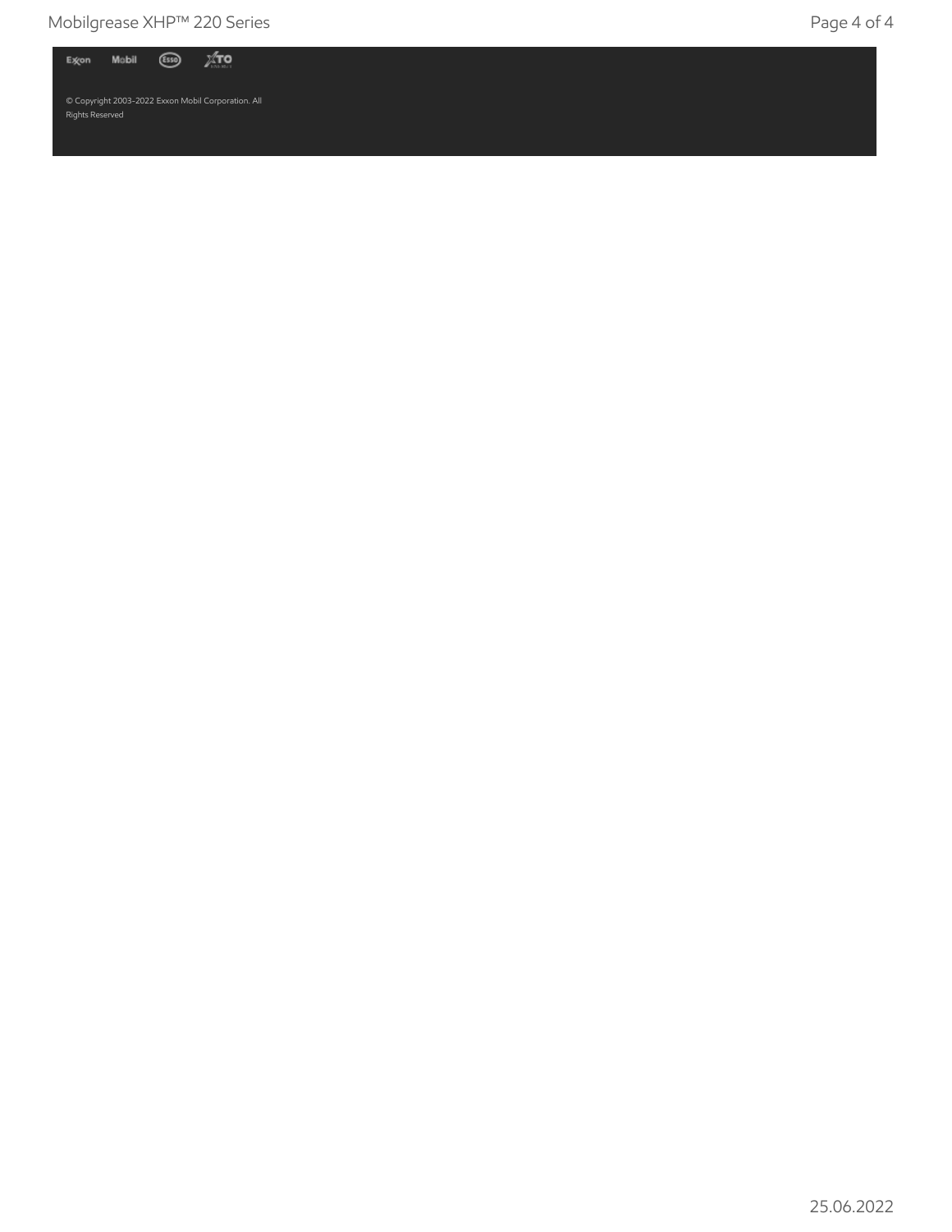Exxon Mobil Esso XTO

© Copyright 2003-2022 Exxon Mobil Corporation. All Rights Reserved